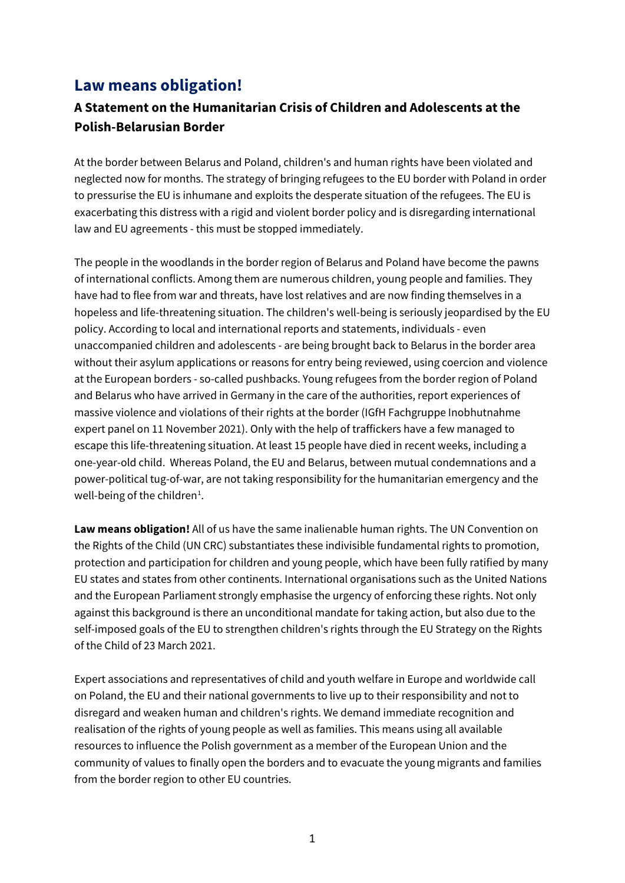## Law means obligation!

### A Statement on the Humanitarian Crisis of Children and Adolescents at the Polish-Belarusian Border

At the border between Belarus and Poland, children's and human rights have been violated and neglected now for months. The strategy of bringing refugees to the EU border with Poland in order to pressurise the EU is inhumane and exploits the desperate situation of the refugees. The EU is exacerbating this distress with a rigid and violent border policy and is disregarding international law and EU agreements - this must be stopped immediately.

The people in the woodlands in the border region of Belarus and Poland have become the pawns of international conflicts. Among them are numerous children, young people and families. They have had to flee from war and threats, have lost relatives and are now finding themselves in a hopeless and life-threatening situation. The children's well-being is seriously jeopardised by the EU policy. According to local and international reports and statements, individuals - even unaccompanied children and adolescents - are being brought back to Belarus in the border area without their asylum applications or reasons for entry being reviewed, using coercion and violence at the European borders - so-called pushbacks. Young refugees from the border region of Poland and Belarus who have arrived in Germany in the care of the authorities, report experiences of massive violence and violations of their rights at the border (IGfH Fachgruppe Inobhutnahme expert panel on 11 November 2021). Only with the help of traffickers have a few managed to escape this life-threatening situation. At least 15 people have died in recent weeks, including a one-year-old child. Whereas Poland, the EU and Belarus, between mutual condemnations and a power-political tug-of-war, are not taking responsibility for the humanitarian emergency and the well-being of the children[1].

**Law means obligation!** All of us have the same inalienable human rights. The UN Convention on the Rights of the Child (UN CRC) substantiates these indivisible fundamental rights to promotion, protection and participation for children and young people, which have been fully ratified by many EU states and states from other continents. International organisations such as the United Nations and the European Parliament strongly emphasise the urgency of enforcing these rights. Not only against this background is there an unconditional mandate for taking action, but also due to the self-imposed goals of the EU to strengthen children's rights through the EU Strategy on the Rights of the Child of 23 March 2021.

Expert associations and representatives of child and youth welfare in Europe and worldwide call on Poland, the EU and their national governments to live up to their responsibility and not to disregard and weaken human and children's rights. We demand immediate recognition and realisation of the rights of young people as well as families. This means using all available resources to influence the Polish government as a member of the European Union and the community of values to finally open the borders and to evacuate the young migrants and families from the border region to other EU countries.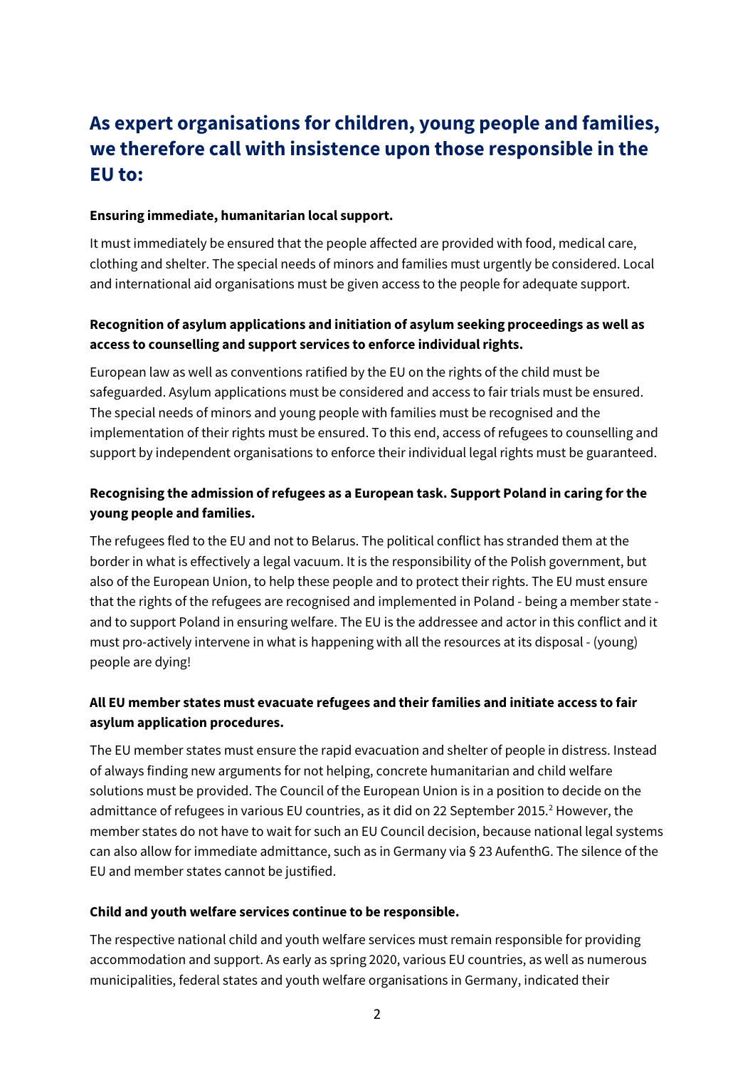## As expert organisations for children, young people and families, we therefore call with insistence upon those responsible in the EU to:

**Ensuring immediate, humanitarian local support.**

It must immediately be ensured that the people affected are provided with food, medical care, clothing and shelter. The special needs of minors and families must urgently be considered. Local and international aid organisations must be given access to the people for adequate support.

**Recognition of asylum applications and initiation of asylum seeking proceedings as well as access to counselling and support services to enforce individual rights.**

European law as well as conventions ratified by the EU on the rights of the child must be safeguarded. Asylum applications must be considered and access to fair trials must be ensured. The special needs of minors and young people with families must be recognised and the implementation of their rights must be ensured. To this end, access of refugees to counselling and support by independent organisations to enforce their individual legal rights must be guaranteed.

**Recognising the admission of refugees as a European task. Support Poland in caring for the young people and families.**

The refugees fled to the EU and not to Belarus. The political conflict has stranded them at the border in what is effectively a legal vacuum. It is the responsibility of the Polish government, but also of the European Union, to help these people and to protect their rights. The EU must ensure that the rights of the refugees are recognised and implemented in Poland - being a member state - and to support Poland in ensuring welfare. The EU is the addressee and actor in this conflict and it must pro-actively intervene in what is happening with all the resources at its disposal - (young) people are dying!

**All EU member states must evacuate refugees and their families and initiate access to fair asylum application procedures.**

The EU member states must ensure the rapid evacuation and shelter of people in distress. Instead of always finding new arguments for not helping, concrete humanitarian and child welfare solutions must be provided. The Council of the European Union is in a position to decide on the admittance of refugees in various EU countries, as it did on 22 September 2015.[2] However, the member states do not have to wait for such an EU Council decision, because national legal systems can also allow for immediate admittance, such as in Germany via § 23 AufenthG. The silence of the EU and member states cannot be justified.

**Child and youth welfare services continue to be responsible.**

The respective national child and youth welfare services must remain responsible for providing accommodation and support. As early as spring 2020, various EU countries, as well as numerous municipalities, federal states and youth welfare organisations in Germany, indicated their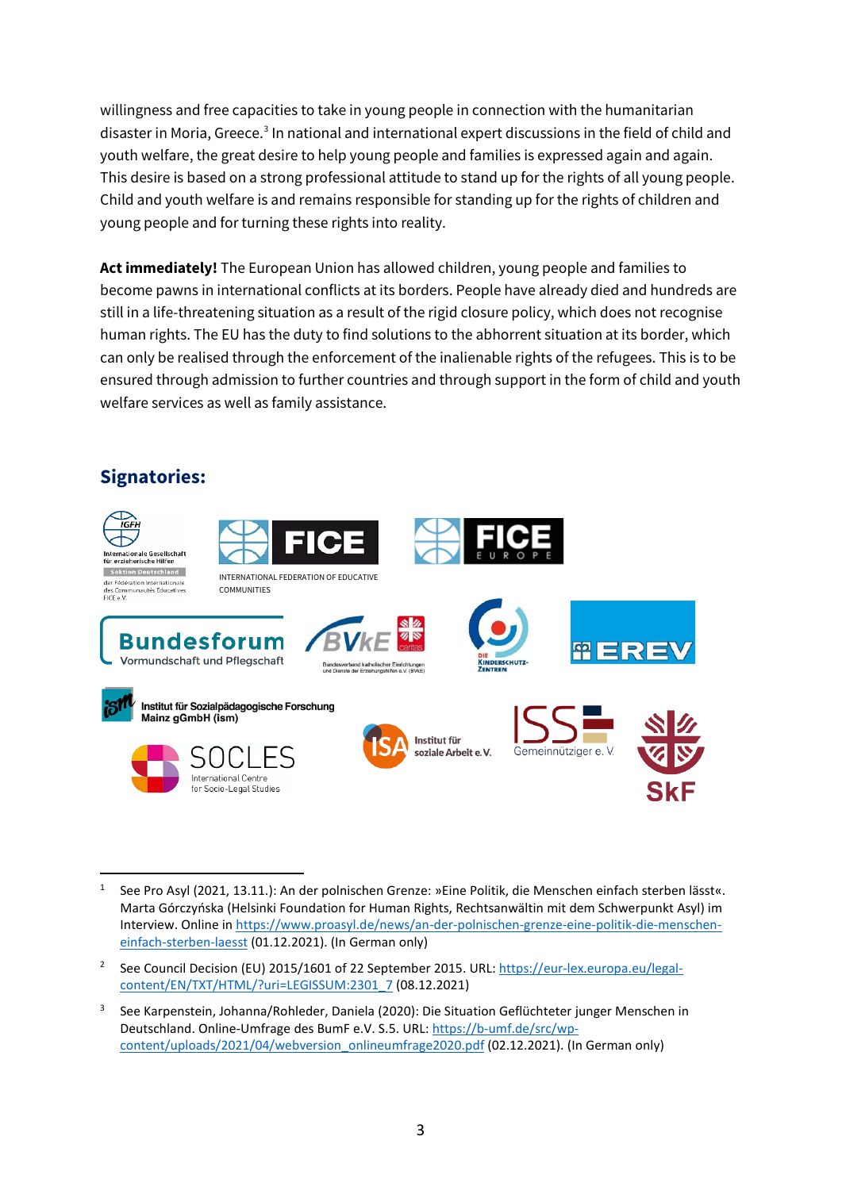willingness and free capacities to take in young people in connection with the humanitarian disaster in Moria, Greece.[3] In national and international expert discussions in the field of child and youth welfare, the great desire to help young people and families is expressed again and again. This desire is based on a strong professional attitude to stand up for the rights of all young people. Child and youth welfare is and remains responsible for standing up for the rights of children and young people and for turning these rights into reality.

**Act immediately!** The European Union has allowed children, young people and families to become pawns in international conflicts at its borders. People have already died and hundreds are still in a life-threatening situation as a result of the rigid closure policy, which does not recognise human rights. The EU has the duty to find solutions to the abhorrent situation at its border, which can only be realised through the enforcement of the inalienable rights of the refugees. This is to be ensured through admission to further countries and through support in the form of child and youth welfare services as well as family assistance.

## Signatories:

IGfH – Internationale Gesellschaft für erzieherische Hilfen, Sektion Deutschland der Fédération Internationale des Communautés Educatives FICE e.V.

FICE – International Federation of Educative Communities

FICE Europe

Bundesforum Vormundschaft und Pflegschaft

BVkE – Bundesverband katholischer Einrichtungen und Dienste der Erziehungshilfen e.V. (BVkE) – caritas

Die Kinderschutz-Zentren

EREV

ism – Institut für Sozialpädagogische Forschung Mainz gGmbH (ism)

SOCLES – International Centre for Socio-Legal Studies

ISA – Institut für soziale Arbeit e.V.

ISS – Gemeinnütziger e. V.

SkF

---

1. See Pro Asyl (2021, 13.11.): An der polnischen Grenze: »Eine Politik, die Menschen einfach sterben lässt«. Marta Górczyńska (Helsinki Foundation for Human Rights, Rechtsanwältin mit dem Schwerpunkt Asyl) im Interview. Online in https://www.proasyl.de/news/an-der-polnischen-grenze-eine-politik-die-menschen-einfach-sterben-laesst (01.12.2021). (In German only)

2. See Council Decision (EU) 2015/1601 of 22 September 2015. URL: https://eur-lex.europa.eu/legal-content/EN/TXT/HTML/?uri=LEGISSUM:2301_7 (08.12.2021)

3. See Karpenstein, Johanna/Rohleder, Daniela (2020): Die Situation Geflüchteter junger Menschen in Deutschland. Online-Umfrage des BumF e.V. S.5. URL: https://b-umf.de/src/wp-content/uploads/2021/04/webversion_onlineumfrage2020.pdf (02.12.2021). (In German only)